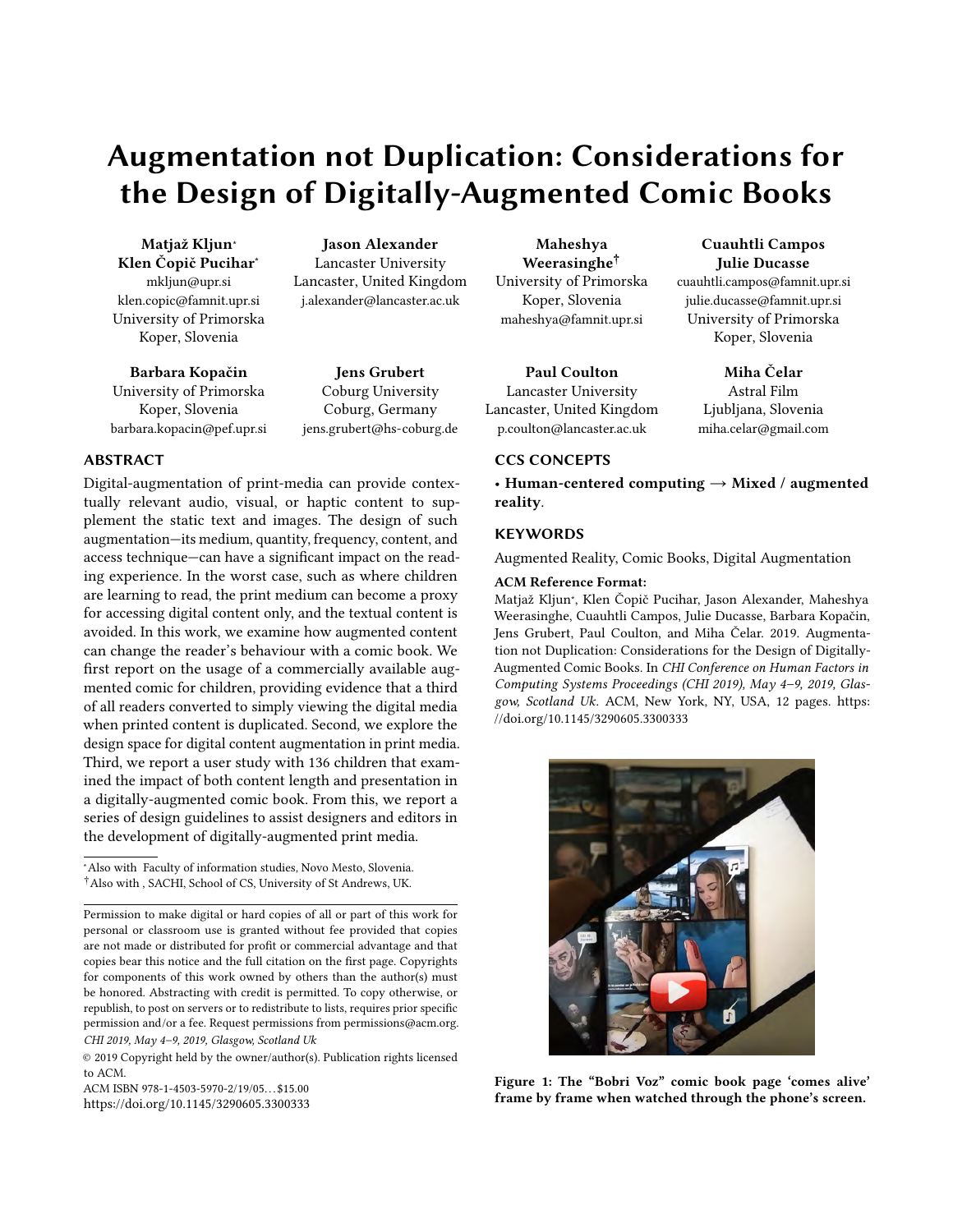# Augmentation not Duplication: Considerations for the Design of Digitally-Augmented Comic Books

**Matjaž Kljun*** 
**Klen Čopič Pucihar***
mkljun@upr.si
klen.copic@famnit.upr.si
University of Primorska
Koper, Slovenia

**Jason Alexander**
Lancaster University
Lancaster, United Kingdom
j.alexander@lancaster.ac.uk

**Maheshya Weerasinghe†**
University of Primorska
Koper, Slovenia
maheshya@famnit.upr.si

**Cuauhtli Campos**
**Julie Ducasse**
cuauhtli.campos@famnit.upr.si
julie.ducasse@famnit.upr.si
University of Primorska
Koper, Slovenia

**Barbara Kopačin**
University of Primorska
Koper, Slovenia
barbara.kopacin@pef.upr.si

**Jens Grubert**
Coburg University
Coburg, Germany
jens.grubert@hs-coburg.de

**Paul Coulton**
Lancaster University
Lancaster, United Kingdom
p.coulton@lancaster.ac.uk

**Miha Čelar**
Astral Film
Ljubljana, Slovenia
miha.celar@gmail.com

## ABSTRACT

Digital-augmentation of print-media can provide contextually relevant audio, visual, or haptic content to supplement the static text and images. The design of such augmentation—its medium, quantity, frequency, content, and access technique—can have a significant impact on the reading experience. In the worst case, such as where children are learning to read, the print medium can become a proxy for accessing digital content only, and the textual content is avoided. In this work, we examine how augmented content can change the reader's behaviour with a comic book. We first report on the usage of a commercially available augmented comic for children, providing evidence that a third of all readers converted to simply viewing the digital media when printed content is duplicated. Second, we explore the design space for digital content augmentation in print media. Third, we report a user study with 136 children that examined the impact of both content length and presentation in a digitally-augmented comic book. From this, we report a series of design guidelines to assist designers and editors in the development of digitally-augmented print media.

*Also with Faculty of information studies, Novo Mesto, Slovenia.
†Also with , SACHI, School of CS, University of St Andrews, UK.

Permission to make digital or hard copies of all or part of this work for personal or classroom use is granted without fee provided that copies are not made or distributed for profit or commercial advantage and that copies bear this notice and the full citation on the first page. Copyrights for components of this work owned by others than the author(s) must be honored. Abstracting with credit is permitted. To copy otherwise, or republish, to post on servers or to redistribute to lists, requires prior specific permission and/or a fee. Request permissions from permissions@acm.org.
*CHI 2019, May 4–9, 2019, Glasgow, Scotland Uk*
© 2019 Copyright held by the owner/author(s). Publication rights licensed to ACM.
ACM ISBN 978-1-4503-5970-2/19/05...$15.00
https://doi.org/10.1145/3290605.3300333

## CCS CONCEPTS

• **Human-centered computing → Mixed / augmented reality**.

## KEYWORDS

Augmented Reality, Comic Books, Digital Augmentation

**ACM Reference Format:**
Matjaž Kljun*, Klen Čopič Pucihar, Jason Alexander, Maheshya Weerasinghe, Cuauhtli Campos, Julie Ducasse, Barbara Kopačin, Jens Grubert, Paul Coulton, and Miha Čelar. 2019. Augmentation not Duplication: Considerations for the Design of Digitally-Augmented Comic Books. In *CHI Conference on Human Factors in Computing Systems Proceedings (CHI 2019), May 4–9, 2019, Glasgow, Scotland Uk.* ACM, New York, NY, USA, 12 pages. https://doi.org/10.1145/3290605.3300333

**Figure 1: The "Bobri Voz" comic book page 'comes alive' frame by frame when watched through the phone's screen.**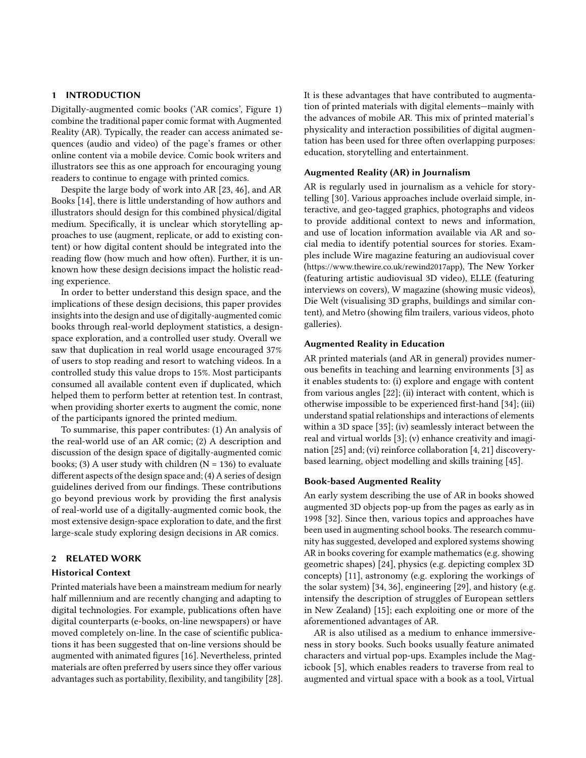## 1 INTRODUCTION

Digitally-augmented comic books ('AR comics', Figure 1) combine the traditional paper comic format with Augmented Reality (AR). Typically, the reader can access animated sequences (audio and video) of the page's frames or other online content via a mobile device. Comic book writers and illustrators see this as one approach for encouraging young readers to continue to engage with printed comics.

Despite the large body of work into AR [23, 46], and AR Books [14], there is little understanding of how authors and illustrators should design for this combined physical/digital medium. Specifically, it is unclear which storytelling approaches to use (augment, replicate, or add to existing content) or how digital content should be integrated into the reading flow (how much and how often). Further, it is unknown how these design decisions impact the holistic reading experience.

In order to better understand this design space, and the implications of these design decisions, this paper provides insights into the design and use of digitally-augmented comic books through real-world deployment statistics, a design-space exploration, and a controlled user study. Overall we saw that duplication in real world usage encouraged 37% of users to stop reading and resort to watching videos. In a controlled study this value drops to 15%. Most participants consumed all available content even if duplicated, which helped them to perform better at retention test. In contrast, when providing shorter exerts to augment the comic, none of the participants ignored the printed medium.

To summarise, this paper contributes: (1) An analysis of the real-world use of an AR comic; (2) A description and discussion of the design space of digitally-augmented comic books; (3) A user study with children (N = 136) to evaluate different aspects of the design space and; (4) A series of design guidelines derived from our findings. These contributions go beyond previous work by providing the first analysis of real-world use of a digitally-augmented comic book, the most extensive design-space exploration to date, and the first large-scale study exploring design decisions in AR comics.

## 2 RELATED WORK

### Historical Context

Printed materials have been a mainstream medium for nearly half millennium and are recently changing and adapting to digital technologies. For example, publications often have digital counterparts (e-books, on-line newspapers) or have moved completely on-line. In the case of scientific publications it has been suggested that on-line versions should be augmented with animated figures [16]. Nevertheless, printed materials are often preferred by users since they offer various advantages such as portability, flexibility, and tangibility [28]. It is these advantages that have contributed to augmentation of printed materials with digital elements—mainly with the advances of mobile AR. This mix of printed material's physicality and interaction possibilities of digital augmentation has been used for three often overlapping purposes: education, storytelling and entertainment.

### Augmented Reality (AR) in Journalism

AR is regularly used in journalism as a vehicle for storytelling [30]. Various approaches include overlaid simple, interactive, and geo-tagged graphics, photographs and videos to provide additional context to news and information, and use of location information available via AR and social media to identify potential sources for stories. Examples include Wire magazine featuring an audiovisual cover (https://www.thewire.co.uk/rewind2017app), The New Yorker (featuring artistic audiovisual 3D video), ELLE (featuring interviews on covers), W magazine (showing music videos), Die Welt (visualising 3D graphs, buildings and similar content), and Metro (showing film trailers, various videos, photo galleries).

### Augmented Reality in Education

AR printed materials (and AR in general) provides numerous benefits in teaching and learning environments [3] as it enables students to: (i) explore and engage with content from various angles [22]; (ii) interact with content, which is otherwise impossible to be experienced first-hand [34]; (iii) understand spatial relationships and interactions of elements within a 3D space [35]; (iv) seamlessly interact between the real and virtual worlds [3]; (v) enhance creativity and imagination [25] and; (vi) reinforce collaboration [4, 21] discovery-based learning, object modelling and skills training [45].

### Book-based Augmented Reality

An early system describing the use of AR in books showed augmented 3D objects pop-up from the pages as early as in 1998 [32]. Since then, various topics and approaches have been used in augmenting school books. The research community has suggested, developed and explored systems showing AR in books covering for example mathematics (e.g. showing geometric shapes) [24], physics (e.g. depicting complex 3D concepts) [11], astronomy (e.g. exploring the workings of the solar system) [34, 36], engineering [29], and history (e.g. intensify the description of struggles of European settlers in New Zealand) [15]; each exploiting one or more of the aforementioned advantages of AR.

AR is also utilised as a medium to enhance immersiveness in story books. Such books usually feature animated characters and virtual pop-ups. Examples include the Magicbook [5], which enables readers to traverse from real to augmented and virtual space with a book as a tool, Virtual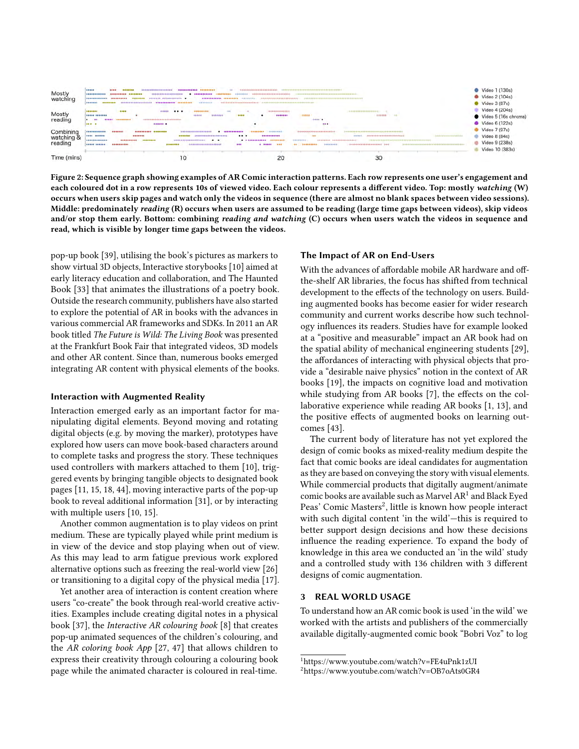Figure 2: Sequence graph showing examples of AR Comic interaction patterns. Each row represents one user's engagement and each coloured dot in a row represents 10s of viewed video. Each colour represents a different video. Top: mostly *watching* (W) occurs when users skip pages and watch only the videos in sequence (there are almost no blank spaces between video sessions). Middle: predominately *reading* (R) occurs when users are assumed to be reading (large time gaps between videos), skip videos and/or stop them early. Bottom: combining *reading and watching* (C) occurs when users watch the videos in sequence and read, which is visible by longer time gaps between the videos.

pop-up book [39], utilising the book's pictures as markers to show virtual 3D objects, Interactive storybooks [10] aimed at early literacy education and collaboration, and The Haunted Book [33] that animates the illustrations of a poetry book. Outside the research community, publishers have also started to explore the potential of AR in books with the advances in various commercial AR frameworks and SDKs. In 2011 an AR book titled *The Future is Wild: The Living Book* was presented at the Frankfurt Book Fair that integrated videos, 3D models and other AR content. Since than, numerous books emerged integrating AR content with physical elements of the books.

### Interaction with Augmented Reality

Interaction emerged early as an important factor for manipulating digital elements. Beyond moving and rotating digital objects (e.g. by moving the marker), prototypes have explored how users can move book-based characters around to complete tasks and progress the story. These techniques used controllers with markers attached to them [10], triggered events by bringing tangible objects to designated book pages [11, 15, 18, 44], moving interactive parts of the pop-up book to reveal additional information [31], or by interacting with multiple users [10, 15].

Another common augmentation is to play videos on print medium. These are typically played while print medium is in view of the device and stop playing when out of view. As this may lead to arm fatigue previous work explored alternative options such as freezing the real-world view [26] or transitioning to a digital copy of the physical media [17].

Yet another area of interaction is content creation where users "co-create" the book through real-world creative activities. Examples include creating digital notes in a physical book [37], the *Interactive AR colouring book* [8] that creates pop-up animated sequences of the children's colouring, and the *AR coloring book App* [27, 47] that allows children to express their creativity through colouring a colouring book page while the animated character is coloured in real-time.

### The Impact of AR on End-Users

With the advances of affordable mobile AR hardware and off-the-shelf AR libraries, the focus has shifted from technical development to the effects of the technology on users. Building augmented books has become easier for wider research community and current works describe how such technology influences its readers. Studies have for example looked at a "positive and measurable" impact an AR book had on the spatial ability of mechanical engineering students [29], the affordances of interacting with physical objects that provide a "desirable naive physics" notion in the context of AR books [19], the impacts on cognitive load and motivation while studying from AR books [7], the effects on the collaborative experience while reading AR books [1, 13], and the positive effects of augmented books on learning outcomes [43].

The current body of literature has not yet explored the design of comic books as mixed-reality medium despite the fact that comic books are ideal candidates for augmentation as they are based on conveying the story with visual elements. While commercial products that digitally augment/animate comic books are available such as Marvel AR[1] and Black Eyed Peas' Comic Masters[2], little is known how people interact with such digital content 'in the wild'—this is required to better support design decisions and how these decisions influence the reading experience. To expand the body of knowledge in this area we conducted an 'in the wild' study and a controlled study with 136 children with 3 different designs of comic augmentation.

## 3 REAL WORLD USAGE

To understand how an AR comic book is used 'in the wild' we worked with the artists and publishers of the commercially available digitally-augmented comic book "Bobri Voz" to log

[1] https://www.youtube.com/watch?v=FE4uPnk1zUI
[2] https://www.youtube.com/watch?v=OB7oAts0GR4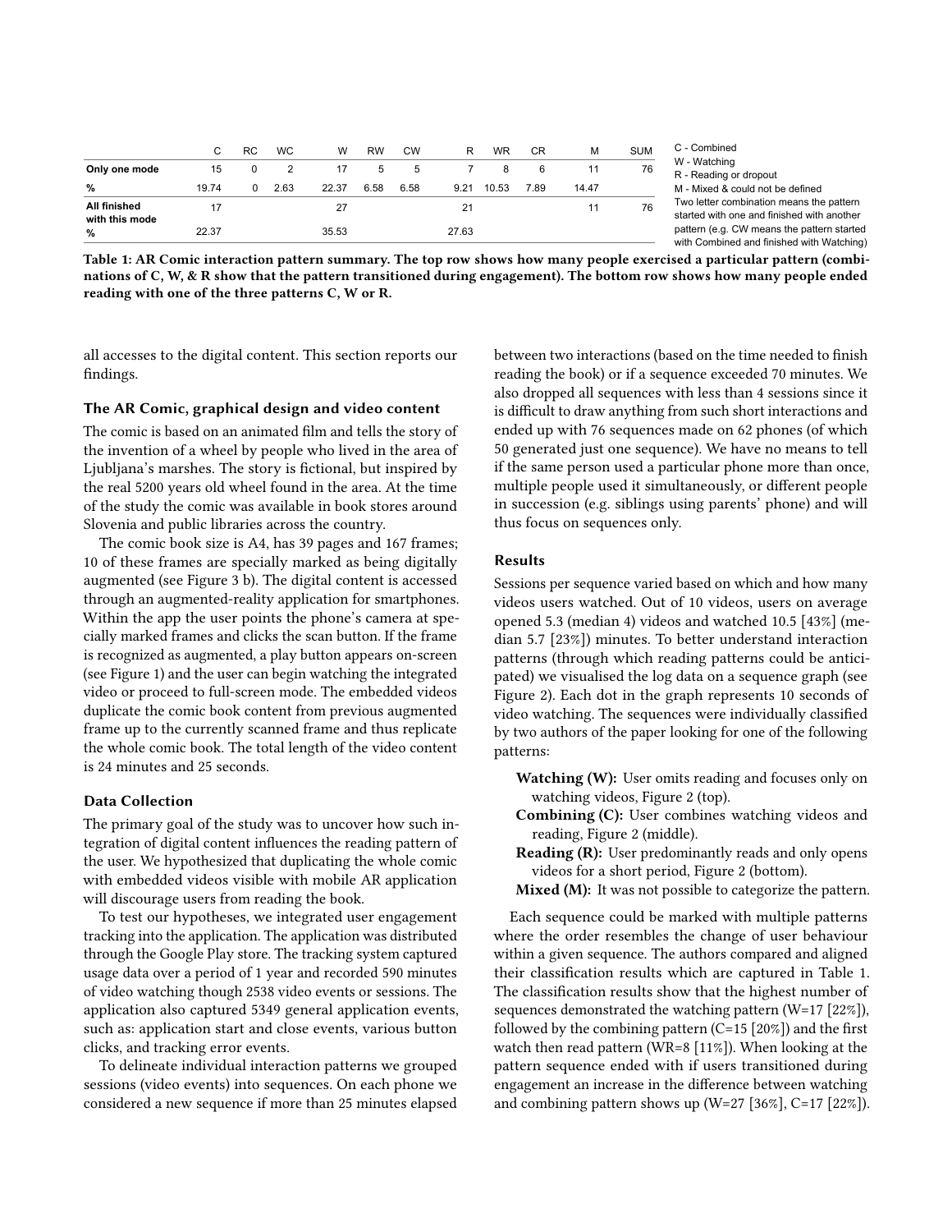| | C | RC | WC | W | RW | CW | R | WR | CR | M | SUM |
|---|---|---|---|---|---|---|---|---|---|---|---|
| **Only one mode** | 15 | 0 | 2 | 17 | 5 | 5 | 7 | 8 | 6 | 11 | 76 |
| **%** | 19.74 | 0 | 2.63 | 22.37 | 6.58 | 6.58 | 9.21 | 10.53 | 7.89 | 14.47 | |
| **All finished with this mode** | 17 | | | 27 | | | 21 | | | 11 | 76 |
| **%** | 22.37 | | | 35.53 | | | 27.63 | | | | |

C - Combined
W - Watching
R - Reading or dropout
M - Mixed & could not be defined
Two letter combination means the pattern started with one and finished with another pattern (e.g. CW means the pattern started with Combined and finished with Watching)

**Table 1: AR Comic interaction pattern summary. The top row shows how many people exercised a particular pattern (combinations of C, W, & R show that the pattern transitioned during engagement). The bottom row shows how many people ended reading with one of the three patterns C, W or R.**

all accesses to the digital content. This section reports our findings.

### The AR Comic, graphical design and video content

The comic is based on an animated film and tells the story of the invention of a wheel by people who lived in the area of Ljubljana's marshes. The story is fictional, but inspired by the real 5200 years old wheel found in the area. At the time of the study the comic was available in book stores around Slovenia and public libraries across the country.

The comic book size is A4, has 39 pages and 167 frames; 10 of these frames are specially marked as being digitally augmented (see Figure 3 b). The digital content is accessed through an augmented-reality application for smartphones. Within the app the user points the phone's camera at specially marked frames and clicks the scan button. If the frame is recognized as augmented, a play button appears on-screen (see Figure 1) and the user can begin watching the integrated video or proceed to full-screen mode. The embedded videos duplicate the comic book content from previous augmented frame up to the currently scanned frame and thus replicate the whole comic book. The total length of the video content is 24 minutes and 25 seconds.

### Data Collection

The primary goal of the study was to uncover how such integration of digital content influences the reading pattern of the user. We hypothesized that duplicating the whole comic with embedded videos visible with mobile AR application will discourage users from reading the book.

To test our hypotheses, we integrated user engagement tracking into the application. The application was distributed through the Google Play store. The tracking system captured usage data over a period of 1 year and recorded 590 minutes of video watching though 2538 video events or sessions. The application also captured 5349 general application events, such as: application start and close events, various button clicks, and tracking error events.

To delineate individual interaction patterns we grouped sessions (video events) into sequences. On each phone we considered a new sequence if more than 25 minutes elapsed between two interactions (based on the time needed to finish reading the book) or if a sequence exceeded 70 minutes. We also dropped all sequences with less than 4 sessions since it is difficult to draw anything from such short interactions and ended up with 76 sequences made on 62 phones (of which 50 generated just one sequence). We have no means to tell if the same person used a particular phone more than once, multiple people used it simultaneously, or different people in succession (e.g. siblings using parents' phone) and will thus focus on sequences only.

### Results

Sessions per sequence varied based on which and how many videos users watched. Out of 10 videos, users on average opened 5.3 (median 4) videos and watched 10.5 [43%] (median 5.7 [23%]) minutes. To better understand interaction patterns (through which reading patterns could be anticipated) we visualised the log data on a sequence graph (see Figure 2). Each dot in the graph represents 10 seconds of video watching. The sequences were individually classified by two authors of the paper looking for one of the following patterns:

- **Watching (W):** User omits reading and focuses only on watching videos, Figure 2 (top).
- **Combining (C):** User combines watching videos and reading, Figure 2 (middle).
- **Reading (R):** User predominantly reads and only opens videos for a short period, Figure 2 (bottom).
- **Mixed (M):** It was not possible to categorize the pattern.

Each sequence could be marked with multiple patterns where the order resembles the change of user behaviour within a given sequence. The authors compared and aligned their classification results which are captured in Table 1. The classification results show that the highest number of sequences demonstrated the watching pattern (W=17 [22%]), followed by the combining pattern (C=15 [20%]) and the first watch then read pattern (WR=8 [11%]). When looking at the pattern sequence ended with if users transitioned during engagement an increase in the difference between watching and combining pattern shows up (W=27 [36%], C=17 [22%]).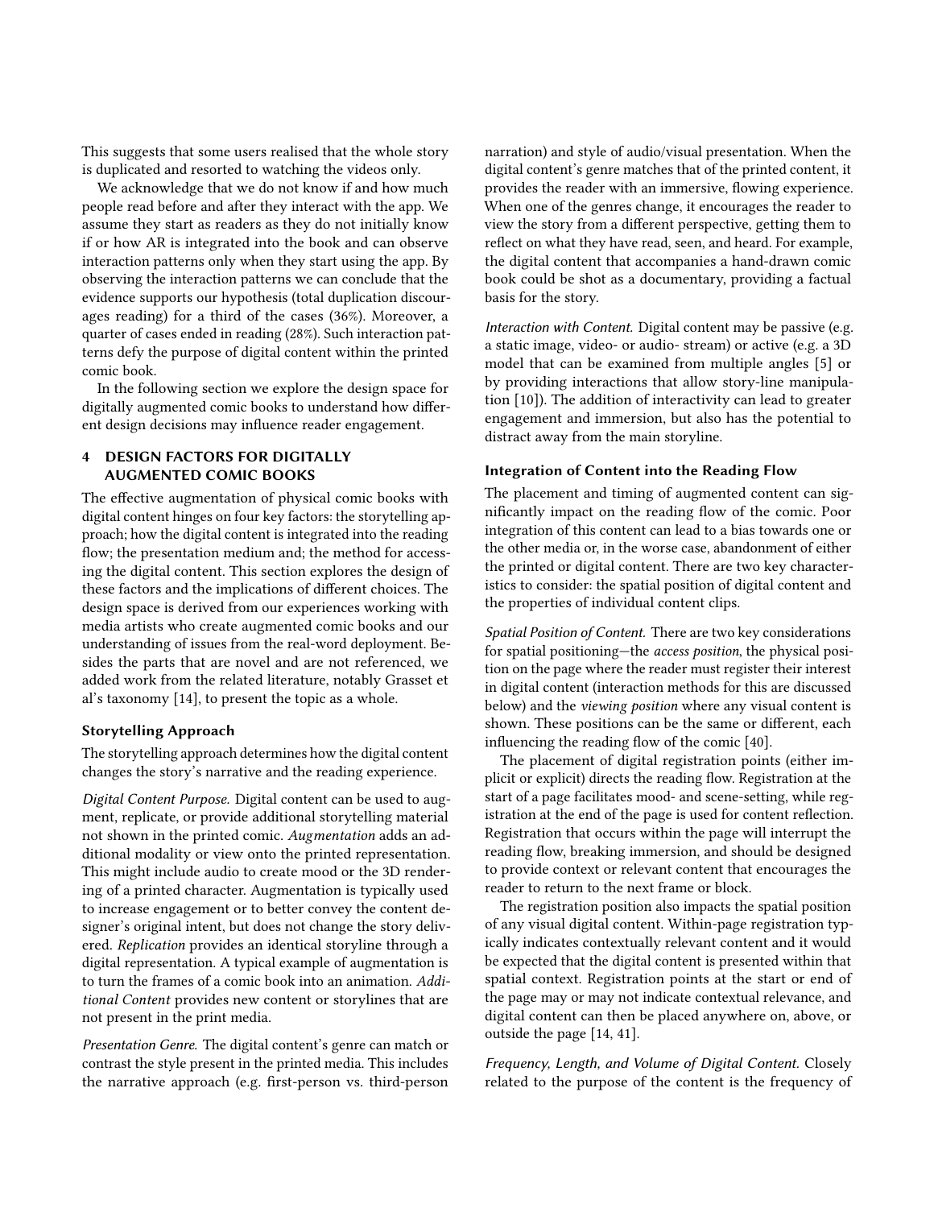This suggests that some users realised that the whole story is duplicated and resorted to watching the videos only.

We acknowledge that we do not know if and how much people read before and after they interact with the app. We assume they start as readers as they do not initially know if or how AR is integrated into the book and can observe interaction patterns only when they start using the app. By observing the interaction patterns we can conclude that the evidence supports our hypothesis (total duplication discourages reading) for a third of the cases (36%). Moreover, a quarter of cases ended in reading (28%). Such interaction patterns defy the purpose of digital content within the printed comic book.

In the following section we explore the design space for digitally augmented comic books to understand how different design decisions may influence reader engagement.

## 4 DESIGN FACTORS FOR DIGITALLY AUGMENTED COMIC BOOKS

The effective augmentation of physical comic books with digital content hinges on four key factors: the storytelling approach; how the digital content is integrated into the reading flow; the presentation medium and; the method for accessing the digital content. This section explores the design of these factors and the implications of different choices. The design space is derived from our experiences working with media artists who create augmented comic books and our understanding of issues from the real-word deployment. Besides the parts that are novel and are not referenced, we added work from the related literature, notably Grasset et al's taxonomy [14], to present the topic as a whole.

### Storytelling Approach

The storytelling approach determines how the digital content changes the story's narrative and the reading experience.

*Digital Content Purpose.* Digital content can be used to augment, replicate, or provide additional storytelling material not shown in the printed comic. *Augmentation* adds an additional modality or view onto the printed representation. This might include audio to create mood or the 3D rendering of a printed character. Augmentation is typically used to increase engagement or to better convey the content designer's original intent, but does not change the story delivered. *Replication* provides an identical storyline through a digital representation. A typical example of augmentation is to turn the frames of a comic book into an animation. *Additional Content* provides new content or storylines that are not present in the print media.

*Presentation Genre.* The digital content's genre can match or contrast the style present in the printed media. This includes the narrative approach (e.g. first-person vs. third-person narration) and style of audio/visual presentation. When the digital content's genre matches that of the printed content, it provides the reader with an immersive, flowing experience. When one of the genres change, it encourages the reader to view the story from a different perspective, getting them to reflect on what they have read, seen, and heard. For example, the digital content that accompanies a hand-drawn comic book could be shot as a documentary, providing a factual basis for the story.

*Interaction with Content.* Digital content may be passive (e.g. a static image, video- or audio- stream) or active (e.g. a 3D model that can be examined from multiple angles [5] or by providing interactions that allow story-line manipulation [10]). The addition of interactivity can lead to greater engagement and immersion, but also has the potential to distract away from the main storyline.

### Integration of Content into the Reading Flow

The placement and timing of augmented content can significantly impact on the reading flow of the comic. Poor integration of this content can lead to a bias towards one or the other media or, in the worse case, abandonment of either the printed or digital content. There are two key characteristics to consider: the spatial position of digital content and the properties of individual content clips.

*Spatial Position of Content.* There are two key considerations for spatial positioning—the *access position*, the physical position on the page where the reader must register their interest in digital content (interaction methods for this are discussed below) and the *viewing position* where any visual content is shown. These positions can be the same or different, each influencing the reading flow of the comic [40].

The placement of digital registration points (either implicit or explicit) directs the reading flow. Registration at the start of a page facilitates mood- and scene-setting, while registration at the end of the page is used for content reflection. Registration that occurs within the page will interrupt the reading flow, breaking immersion, and should be designed to provide context or relevant content that encourages the reader to return to the next frame or block.

The registration position also impacts the spatial position of any visual digital content. Within-page registration typically indicates contextually relevant content and it would be expected that the digital content is presented within that spatial context. Registration points at the start or end of the page may or may not indicate contextual relevance, and digital content can then be placed anywhere on, above, or outside the page [14, 41].

*Frequency, Length, and Volume of Digital Content.* Closely related to the purpose of the content is the frequency of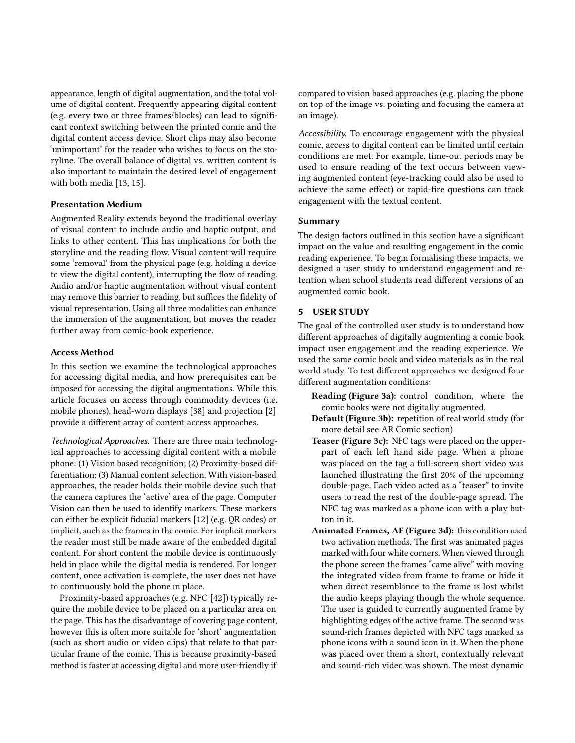appearance, length of digital augmentation, and the total volume of digital content. Frequently appearing digital content (e.g. every two or three frames/blocks) can lead to significant context switching between the printed comic and the digital content access device. Short clips may also become 'unimportant' for the reader who wishes to focus on the storyline. The overall balance of digital vs. written content is also important to maintain the desired level of engagement with both media [13, 15].

### Presentation Medium

Augmented Reality extends beyond the traditional overlay of visual content to include audio and haptic output, and links to other content. This has implications for both the storyline and the reading flow. Visual content will require some 'removal' from the physical page (e.g. holding a device to view the digital content), interrupting the flow of reading. Audio and/or haptic augmentation without visual content may remove this barrier to reading, but suffices the fidelity of visual representation. Using all three modalities can enhance the immersion of the augmentation, but moves the reader further away from comic-book experience.

### Access Method

In this section we examine the technological approaches for accessing digital media, and how prerequisites can be imposed for accessing the digital augmentations. While this article focuses on access through commodity devices (i.e. mobile phones), head-worn displays [38] and projection [2] provide a different array of content access approaches.

*Technological Approaches.* There are three main technological approaches to accessing digital content with a mobile phone: (1) Vision based recognition; (2) Proximity-based differentiation; (3) Manual content selection. With vision-based approaches, the reader holds their mobile device such that the camera captures the 'active' area of the page. Computer Vision can then be used to identify markers. These markers can either be explicit fiducial markers [12] (e.g. QR codes) or implicit, such as the frames in the comic. For implicit markers the reader must still be made aware of the embedded digital content. For short content the mobile device is continuously held in place while the digital media is rendered. For longer content, once activation is complete, the user does not have to continuously hold the phone in place.

Proximity-based approaches (e.g. NFC [42]) typically require the mobile device to be placed on a particular area on the page. This has the disadvantage of covering page content, however this is often more suitable for 'short' augmentation (such as short audio or video clips) that relate to that particular frame of the comic. This is because proximity-based method is faster at accessing digital and more user-friendly if compared to vision based approaches (e.g. placing the phone on top of the image vs. pointing and focusing the camera at an image).

*Accessibility.* To encourage engagement with the physical comic, access to digital content can be limited until certain conditions are met. For example, time-out periods may be used to ensure reading of the text occurs between viewing augmented content (eye-tracking could also be used to achieve the same effect) or rapid-fire questions can track engagement with the textual content.

### Summary

The design factors outlined in this section have a significant impact on the value and resulting engagement in the comic reading experience. To begin formalising these impacts, we designed a user study to understand engagement and retention when school students read different versions of an augmented comic book.

## 5 USER STUDY

The goal of the controlled user study is to understand how different approaches of digitally augmenting a comic book impact user engagement and the reading experience. We used the same comic book and video materials as in the real world study. To test different approaches we designed four different augmentation conditions:

- **Reading (Figure 3a):** control condition, where the comic books were not digitally augmented.
- **Default (Figure 3b):** repetition of real world study (for more detail see AR Comic section)
- **Teaser (Figure 3c):** NFC tags were placed on the upper-part of each left hand side page. When a phone was placed on the tag a full-screen short video was launched illustrating the first 20% of the upcoming double-page. Each video acted as a "teaser" to invite users to read the rest of the double-page spread. The NFC tag was marked as a phone icon with a play button in it.
- **Animated Frames, AF (Figure 3d):** this condition used two activation methods. The first was animated pages marked with four white corners. When viewed through the phone screen the frames "came alive" with moving the integrated video from frame to frame or hide it when direct resemblance to the frame is lost whilst the audio keeps playing though the whole sequence. The user is guided to currently augmented frame by highlighting edges of the active frame. The second was sound-rich frames depicted with NFC tags marked as phone icons with a sound icon in it. When the phone was placed over them a short, contextually relevant and sound-rich video was shown. The most dynamic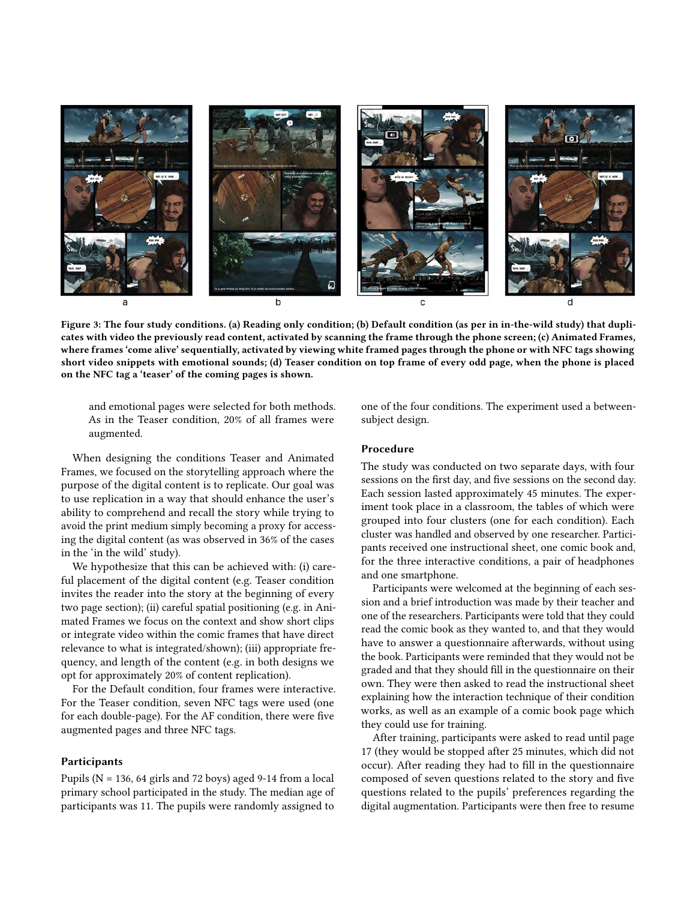Figure 3: The four study conditions. (a) Reading only condition; (b) Default condition (as per in in-the-wild study) that duplicates with video the previously read content, activated by scanning the frame through the phone screen; (c) Animated Frames, where frames 'come alive' sequentially, activated by viewing white framed pages through the phone or with NFC tags showing short video snippets with emotional sounds; (d) Teaser condition on top frame of every odd page, when the phone is placed on the NFC tag a 'teaser' of the coming pages is shown.

and emotional pages were selected for both methods. As in the Teaser condition, 20% of all frames were augmented.

When designing the conditions Teaser and Animated Frames, we focused on the storytelling approach where the purpose of the digital content is to replicate. Our goal was to use replication in a way that should enhance the user's ability to comprehend and recall the story while trying to avoid the print medium simply becoming a proxy for accessing the digital content (as was observed in 36% of the cases in the 'in the wild' study).

We hypothesize that this can be achieved with: (i) careful placement of the digital content (e.g. Teaser condition invites the reader into the story at the beginning of every two page section); (ii) careful spatial positioning (e.g. in Animated Frames we focus on the context and show short clips or integrate video within the comic frames that have direct relevance to what is integrated/shown); (iii) appropriate frequency, and length of the content (e.g. in both designs we opt for approximately 20% of content replication).

For the Default condition, four frames were interactive. For the Teaser condition, seven NFC tags were used (one for each double-page). For the AF condition, there were five augmented pages and three NFC tags.

### Participants

Pupils (N = 136, 64 girls and 72 boys) aged 9-14 from a local primary school participated in the study. The median age of participants was 11. The pupils were randomly assigned to one of the four conditions. The experiment used a between-subject design.

### Procedure

The study was conducted on two separate days, with four sessions on the first day, and five sessions on the second day. Each session lasted approximately 45 minutes. The experiment took place in a classroom, the tables of which were grouped into four clusters (one for each condition). Each cluster was handled and observed by one researcher. Participants received one instructional sheet, one comic book and, for the three interactive conditions, a pair of headphones and one smartphone.

Participants were welcomed at the beginning of each session and a brief introduction was made by their teacher and one of the researchers. Participants were told that they could read the comic book as they wanted to, and that they would have to answer a questionnaire afterwards, without using the book. Participants were reminded that they would not be graded and that they should fill in the questionnaire on their own. They were then asked to read the instructional sheet explaining how the interaction technique of their condition works, as well as an example of a comic book page which they could use for training.

After training, participants were asked to read until page 17 (they would be stopped after 25 minutes, which did not occur). After reading they had to fill in the questionnaire composed of seven questions related to the story and five questions related to the pupils' preferences regarding the digital augmentation. Participants were then free to resume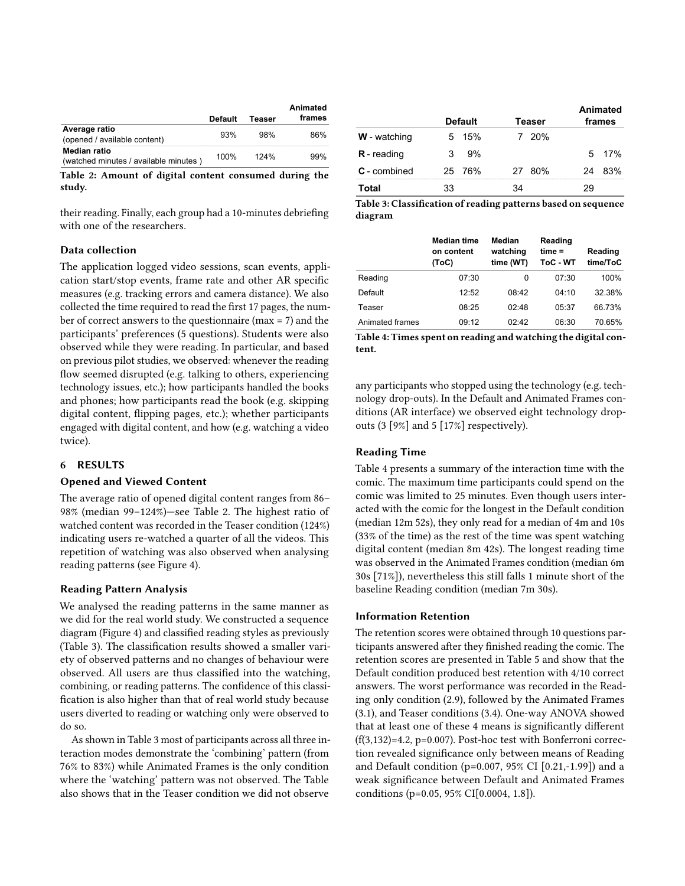|  | Default | Teaser | Animated frames |
| --- | --- | --- | --- |
| **Average ratio** (opened / available content) | 93% | 98% | 86% |
| **Median ratio** (watched minutes / available minutes ) | 100% | 124% | 99% |

**Table 2: Amount of digital content consumed during the study.**

their reading. Finally, each group had a 10-minutes debriefing with one of the researchers.

### Data collection

The application logged video sessions, scan events, application start/stop events, frame rate and other AR specific measures (e.g. tracking errors and camera distance). We also collected the time required to read the first 17 pages, the number of correct answers to the questionnaire (max = 7) and the participants' preferences (5 questions). Students were also observed while they were reading. In particular, and based on previous pilot studies, we observed: whenever the reading flow seemed disrupted (e.g. talking to others, experiencing technology issues, etc.); how participants handled the books and phones; how participants read the book (e.g. skipping digital content, flipping pages, etc.); whether participants engaged with digital content, and how (e.g. watching a video twice).

## 6 RESULTS

### Opened and Viewed Content

The average ratio of opened digital content ranges from 86–98% (median 99–124%)—see Table 2. The highest ratio of watched content was recorded in the Teaser condition (124%) indicating users re-watched a quarter of all the videos. This repetition of watching was also observed when analysing reading patterns (see Figure 4).

### Reading Pattern Analysis

We analysed the reading patterns in the same manner as we did for the real world study. We constructed a sequence diagram (Figure 4) and classified reading styles as previously (Table 3). The classification results showed a smaller variety of observed patterns and no changes of behaviour were observed. All users are thus classified into the watching, combining, or reading patterns. The confidence of this classification is also higher than that of real world study because users diverted to reading or watching only were observed to do so.

As shown in Table 3 most of participants across all three interaction modes demonstrate the 'combining' pattern (from 76% to 83%) while Animated Frames is the only condition where the 'watching' pattern was not observed. The Table also shows that in the Teaser condition we did not observe any participants who stopped using the technology (e.g. technology drop-outs). In the Default and Animated Frames conditions (AR interface) we observed eight technology drop-outs (3 [9%] and 5 [17%] respectively).

|  | Default |  | Teaser |  | Animated frames |  |
| --- | --- | --- | --- | --- | --- | --- |
| **W** - watching | 5 | 15% | 7 | 20% |  |  |
| **R** - reading | 3 | 9% |  |  | 5 | 17% |
| **C** - combined | 25 | 76% | 27 | 80% | 24 | 83% |
| **Total** | 33 |  | 34 |  | 29 |  |

**Table 3: Classification of reading patterns based on sequence diagram**

|  | Median time on content (ToC) | Median watching time (WT) | Reading time = ToC - WT | Reading time/ToC |
| --- | --- | --- | --- | --- |
| Reading | 07:30 | 0 | 07:30 | 100% |
| Default | 12:52 | 08:42 | 04:10 | 32.38% |
| Teaser | 08:25 | 02:48 | 05:37 | 66.73% |
| Animated frames | 09:12 | 02:42 | 06:30 | 70.65% |

**Table 4: Times spent on reading and watching the digital content.**

### Reading Time

Table 4 presents a summary of the interaction time with the comic. The maximum time participants could spend on the comic was limited to 25 minutes. Even though users interacted with the comic for the longest in the Default condition (median 12m 52s), they only read for a median of 4m and 10s (33% of the time) as the rest of the time was spent watching digital content (median 8m 42s). The longest reading time was observed in the Animated Frames condition (median 6m 30s [71%]), nevertheless this still falls 1 minute short of the baseline Reading condition (median 7m 30s).

### Information Retention

The retention scores were obtained through 10 questions participants answered after they finished reading the comic. The retention scores are presented in Table 5 and show that the Default condition produced best retention with 4/10 correct answers. The worst performance was recorded in the Reading only condition (2.9), followed by the Animated Frames (3.1), and Teaser conditions (3.4). One-way ANOVA showed that at least one of these 4 means is significantly different ($f(3,132)=4.2$, $p=0.007$). Post-hoc test with Bonferroni correction revealed significance only between means of Reading and Default condition ($p=0.007$, 95% CI [0.21,-1.99]) and a weak significance between Default and Animated Frames conditions ($p=0.05$, 95% CI[0.0004, 1.8]).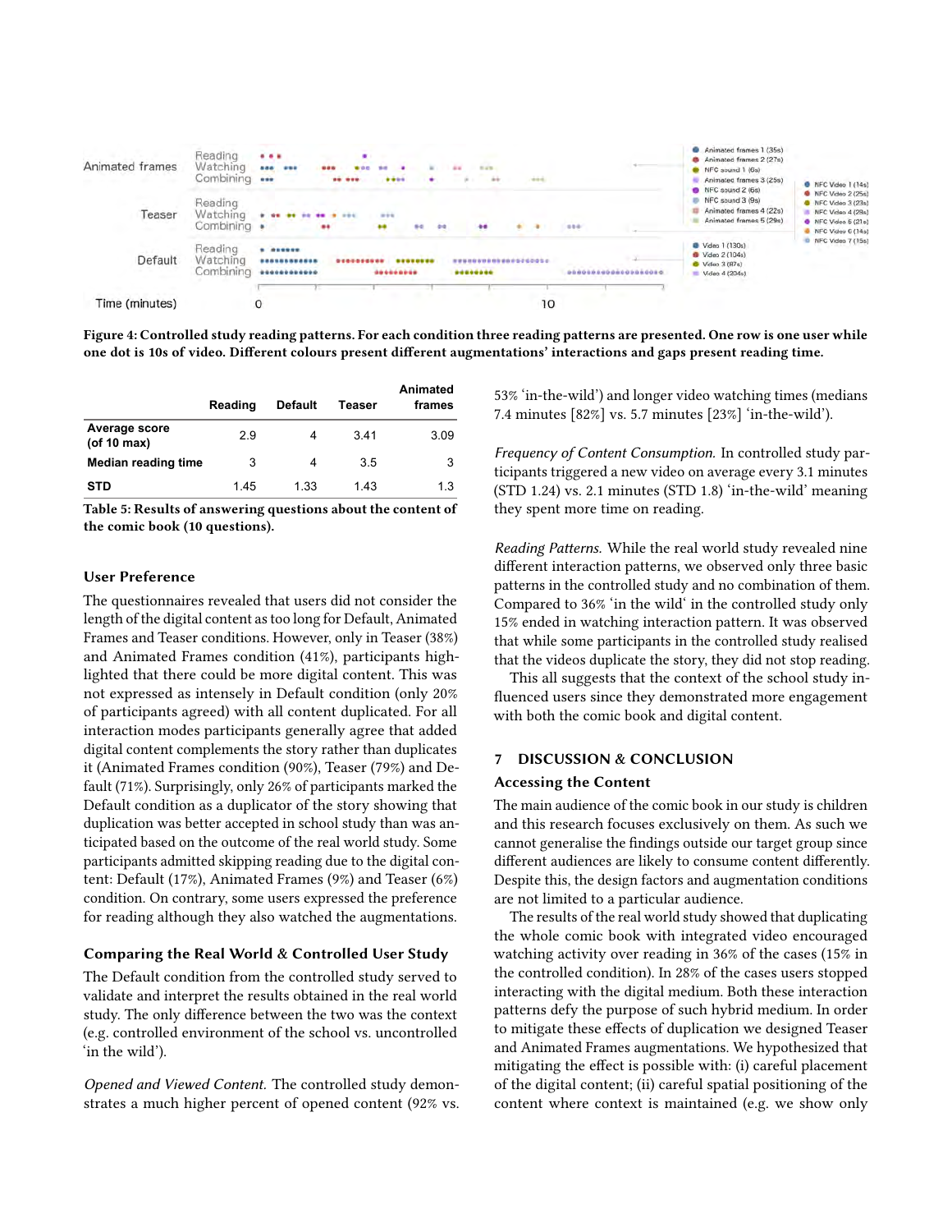Figure 4: Controlled study reading patterns. For each condition three reading patterns are presented. One row is one user while one dot is 10s of video. Different colours present different augmentations' interactions and gaps present reading time.

| | Reading | Default | Teaser | Animated frames |
|---|---|---|---|---|
| **Average score (of 10 max)** | 2.9 | 4 | 3.41 | 3.09 |
| **Median reading time** | 3 | 4 | 3.5 | 3 |
| **STD** | 1.45 | 1.33 | 1.43 | 1.3 |

**Table 5: Results of answering questions about the content of the comic book (10 questions).**

### User Preference

The questionnaires revealed that users did not consider the length of the digital content as too long for Default, Animated Frames and Teaser conditions. However, only in Teaser (38%) and Animated Frames condition (41%), participants highlighted that there could be more digital content. This was not expressed as intensely in Default condition (only 20% of participants agreed) with all content duplicated. For all interaction modes participants generally agree that added digital content complements the story rather than duplicates it (Animated Frames condition (90%), Teaser (79%) and Default (71%). Surprisingly, only 26% of participants marked the Default condition as a duplicator of the story showing that duplication was better accepted in school study than was anticipated based on the outcome of the real world study. Some participants admitted skipping reading due to the digital content: Default (17%), Animated Frames (9%) and Teaser (6%) condition. On contrary, some users expressed the preference for reading although they also watched the augmentations.

### Comparing the Real World & Controlled User Study

The Default condition from the controlled study served to validate and interpret the results obtained in the real world study. The only difference between the two was the context (e.g. controlled environment of the school vs. uncontrolled 'in the wild').

*Opened and Viewed Content.* The controlled study demonstrates a much higher percent of opened content (92% vs. 53% 'in-the-wild') and longer video watching times (medians 7.4 minutes [82%] vs. 5.7 minutes [23%] 'in-the-wild').

*Frequency of Content Consumption.* In controlled study participants triggered a new video on average every 3.1 minutes (STD 1.24) vs. 2.1 minutes (STD 1.8) 'in-the-wild' meaning they spent more time on reading.

*Reading Patterns.* While the real world study revealed nine different interaction patterns, we observed only three basic patterns in the controlled study and no combination of them. Compared to 36% 'in the wild' in the controlled study only 15% ended in watching interaction pattern. It was observed that while some participants in the controlled study realised that the videos duplicate the story, they did not stop reading.

This all suggests that the context of the school study influenced users since they demonstrated more engagement with both the comic book and digital content.

## 7 DISCUSSION & CONCLUSION

### Accessing the Content

The main audience of the comic book in our study is children and this research focuses exclusively on them. As such we cannot generalise the findings outside our target group since different audiences are likely to consume content differently. Despite this, the design factors and augmentation conditions are not limited to a particular audience.

The results of the real world study showed that duplicating the whole comic book with integrated video encouraged watching activity over reading in 36% of the cases (15% in the controlled condition). In 28% of the cases users stopped interacting with the digital medium. Both these interaction patterns defy the purpose of such hybrid medium. In order to mitigate these effects of duplication we designed Teaser and Animated Frames augmentations. We hypothesized that mitigating the effect is possible with: (i) careful placement of the digital content; (ii) careful spatial positioning of the content where context is maintained (e.g. we show only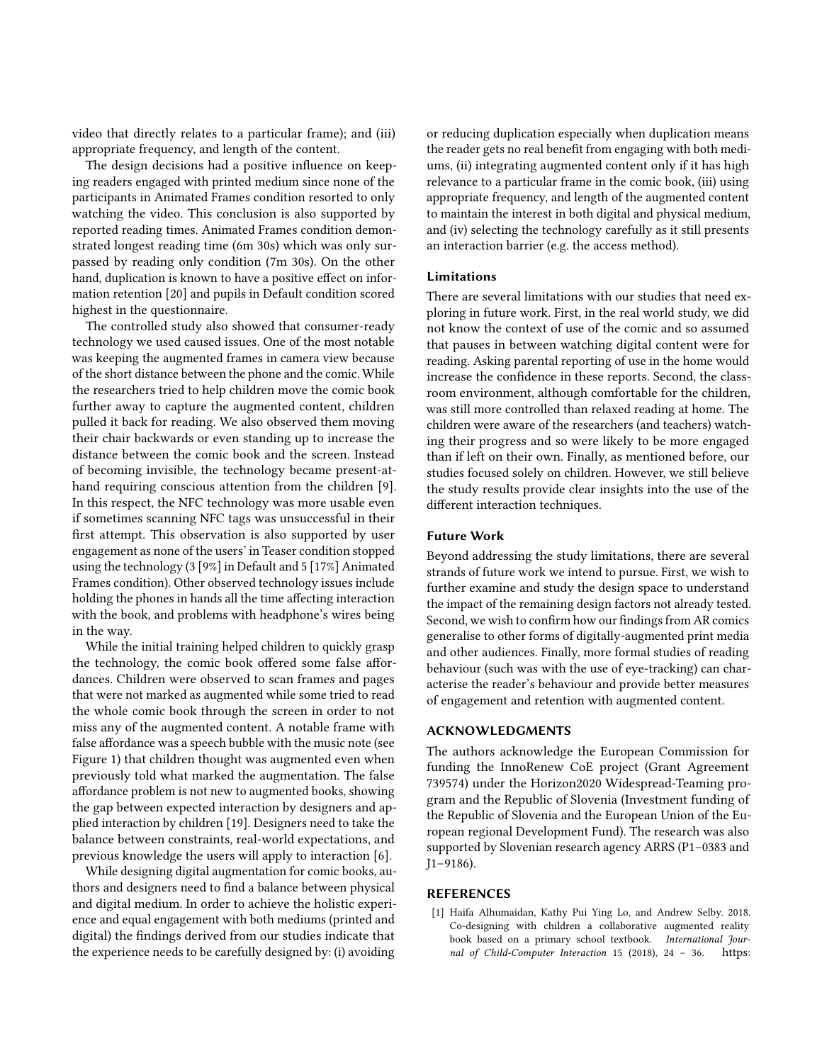video that directly relates to a particular frame); and (iii) appropriate frequency, and length of the content.

The design decisions had a positive influence on keeping readers engaged with printed medium since none of the participants in Animated Frames condition resorted to only watching the video. This conclusion is also supported by reported reading times. Animated Frames condition demonstrated longest reading time (6m 30s) which was only surpassed by reading only condition (7m 30s). On the other hand, duplication is known to have a positive effect on information retention [20] and pupils in Default condition scored highest in the questionnaire.

The controlled study also showed that consumer-ready technology we used caused issues. One of the most notable was keeping the augmented frames in camera view because of the short distance between the phone and the comic. While the researchers tried to help children move the comic book further away to capture the augmented content, children pulled it back for reading. We also observed them moving their chair backwards or even standing up to increase the distance between the comic book and the screen. Instead of becoming invisible, the technology became present-at-hand requiring conscious attention from the children [9]. In this respect, the NFC technology was more usable even if sometimes scanning NFC tags was unsuccessful in their first attempt. This observation is also supported by user engagement as none of the users' in Teaser condition stopped using the technology (3 [9%] in Default and 5 [17%] Animated Frames condition). Other observed technology issues include holding the phones in hands all the time affecting interaction with the book, and problems with headphone's wires being in the way.

While the initial training helped children to quickly grasp the technology, the comic book offered some false affordances. Children were observed to scan frames and pages that were not marked as augmented while some tried to read the whole comic book through the screen in order to not miss any of the augmented content. A notable frame with false affordance was a speech bubble with the music note (see Figure 1) that children thought was augmented even when previously told what marked the augmentation. The false affordance problem is not new to augmented books, showing the gap between expected interaction by designers and applied interaction by children [19]. Designers need to take the balance between constraints, real-world expectations, and previous knowledge the users will apply to interaction [6].

While designing digital augmentation for comic books, authors and designers need to find a balance between physical and digital medium. In order to achieve the holistic experience and equal engagement with both mediums (printed and digital) the findings derived from our studies indicate that the experience needs to be carefully designed by: (i) avoiding or reducing duplication especially when duplication means the reader gets no real benefit from engaging with both mediums, (ii) integrating augmented content only if it has high relevance to a particular frame in the comic book, (iii) using appropriate frequency, and length of the augmented content to maintain the interest in both digital and physical medium, and (iv) selecting the technology carefully as it still presents an interaction barrier (e.g. the access method).

### Limitations

There are several limitations with our studies that need exploring in future work. First, in the real world study, we did not know the context of use of the comic and so assumed that pauses in between watching digital content were for reading. Asking parental reporting of use in the home would increase the confidence in these reports. Second, the classroom environment, although comfortable for the children, was still more controlled than relaxed reading at home. The children were aware of the researchers (and teachers) watching their progress and so were likely to be more engaged than if left on their own. Finally, as mentioned before, our studies focused solely on children. However, we still believe the study results provide clear insights into the use of the different interaction techniques.

### Future Work

Beyond addressing the study limitations, there are several strands of future work we intend to pursue. First, we wish to further examine and study the design space to understand the impact of the remaining design factors not already tested. Second, we wish to confirm how our findings from AR comics generalise to other forms of digitally-augmented print media and other audiences. Finally, more formal studies of reading behaviour (such was with the use of eye-tracking) can characterise the reader's behaviour and provide better measures of engagement and retention with augmented content.

## ACKNOWLEDGMENTS

The authors acknowledge the European Commission for funding the InnoRenew CoE project (Grant Agreement 739574) under the Horizon2020 Widespread-Teaming program and the Republic of Slovenia (Investment funding of the Republic of Slovenia and the European Union of the European regional Development Fund). The research was also supported by Slovenian research agency ARRS (P1–0383 and J1–9186).

## REFERENCES

[1] Haifa Alhumaidan, Kathy Pui Ying Lo, and Andrew Selby. 2018. Co-designing with children a collaborative augmented reality book based on a primary school textbook. *International Journal of Child-Computer Interaction* 15 (2018), 24 – 36. https: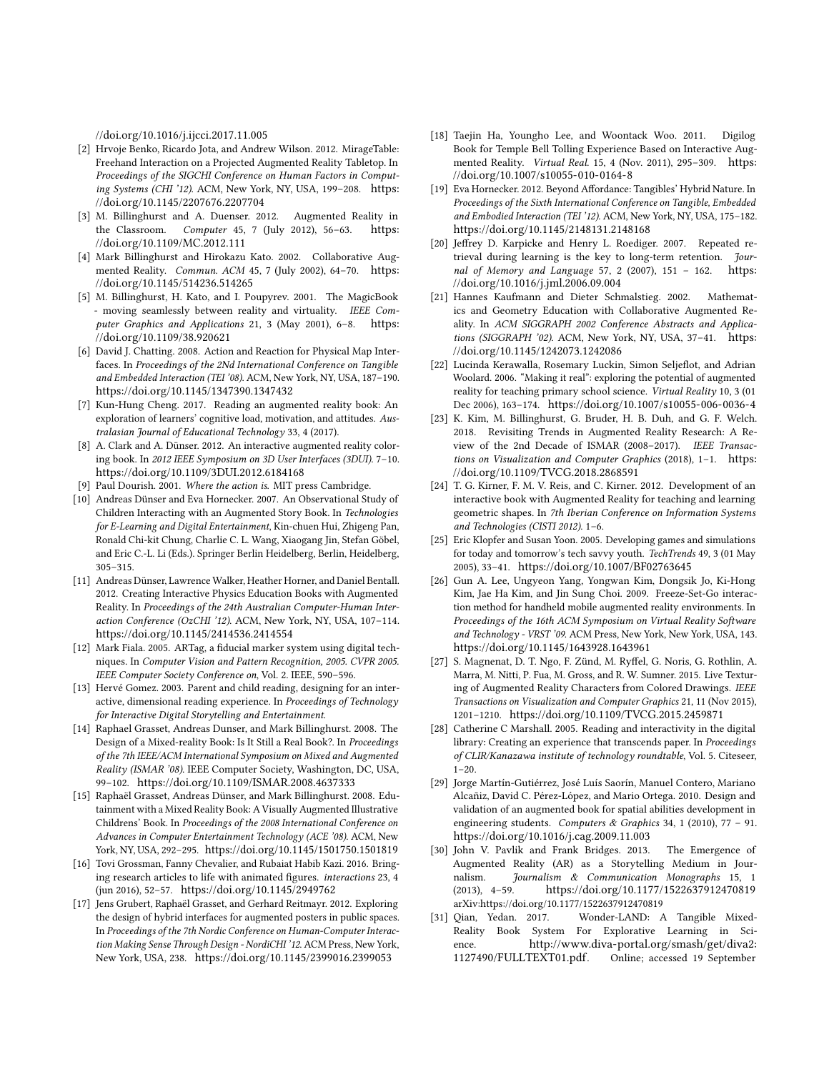//doi.org/10.1016/j.ijcci.2017.11.005

[2] Hrvoje Benko, Ricardo Jota, and Andrew Wilson. 2012. MirageTable: Freehand Interaction on a Projected Augmented Reality Tabletop. In *Proceedings of the SIGCHI Conference on Human Factors in Computing Systems (CHI '12)*. ACM, New York, NY, USA, 199–208. https://doi.org/10.1145/2207676.2207704

[3] M. Billinghurst and A. Duenser. 2012. Augmented Reality in the Classroom. *Computer* 45, 7 (July 2012), 56–63. https://doi.org/10.1109/MC.2012.111

[4] Mark Billinghurst and Hirokazu Kato. 2002. Collaborative Augmented Reality. *Commun. ACM* 45, 7 (July 2002), 64–70. https://doi.org/10.1145/514236.514265

[5] M. Billinghurst, H. Kato, and I. Poupyrev. 2001. The MagicBook - moving seamlessly between reality and virtuality. *IEEE Computer Graphics and Applications* 21, 3 (May 2001), 6–8. https://doi.org/10.1109/38.920621

[6] David J. Chatting. 2008. Action and Reaction for Physical Map Interfaces. In *Proceedings of the 2Nd International Conference on Tangible and Embedded Interaction (TEI '08)*. ACM, New York, NY, USA, 187–190. https://doi.org/10.1145/1347390.1347432

[7] Kun-Hung Cheng. 2017. Reading an augmented reality book: An exploration of learners' cognitive load, motivation, and attitudes. *Australasian Journal of Educational Technology* 33, 4 (2017).

[8] A. Clark and A. Dünser. 2012. An interactive augmented reality coloring book. In *2012 IEEE Symposium on 3D User Interfaces (3DUI)*. 7–10. https://doi.org/10.1109/3DUI.2012.6184168

[9] Paul Dourish. 2001. *Where the action is*. MIT press Cambridge.

[10] Andreas Dünser and Eva Hornecker. 2007. An Observational Study of Children Interacting with an Augmented Story Book. In *Technologies for E-Learning and Digital Entertainment*, Kin-chuen Hui, Zhigeng Pan, Ronald Chi-kit Chung, Charlie C. L. Wang, Xiaogang Jin, Stefan Göbel, and Eric C.-L. Li (Eds.). Springer Berlin Heidelberg, Berlin, Heidelberg, 305–315.

[11] Andreas Dünser, Lawrence Walker, Heather Horner, and Daniel Bentall. 2012. Creating Interactive Physics Education Books with Augmented Reality. In *Proceedings of the 24th Australian Computer-Human Interaction Conference (OzCHI '12)*. ACM, New York, NY, USA, 107–114. https://doi.org/10.1145/2414536.2414554

[12] Mark Fiala. 2005. ARTag, a fiducial marker system using digital techniques. In *Computer Vision and Pattern Recognition, 2005. CVPR 2005. IEEE Computer Society Conference on*, Vol. 2. IEEE, 590–596.

[13] Hervé Gomez. 2003. Parent and child reading, designing for an interactive, dimensional reading experience. In *Proceedings of Technology for Interactive Digital Storytelling and Entertainment*.

[14] Raphael Grasset, Andreas Dunser, and Mark Billinghurst. 2008. The Design of a Mixed-reality Book: Is It Still a Real Book?. In *Proceedings of the 7th IEEE/ACM International Symposium on Mixed and Augmented Reality (ISMAR '08)*. IEEE Computer Society, Washington, DC, USA, 99–102. https://doi.org/10.1109/ISMAR.2008.4637333

[15] Raphaël Grasset, Andreas Dünser, and Mark Billinghurst. 2008. Edutainment with a Mixed Reality Book: A Visually Augmented Illustrative Childrens' Book. In *Proceedings of the 2008 International Conference on Advances in Computer Entertainment Technology (ACE '08)*. ACM, New York, NY, USA, 292–295. https://doi.org/10.1145/1501750.1501819

[16] Tovi Grossman, Fanny Chevalier, and Rubaiat Habib Kazi. 2016. Bringing research articles to life with animated figures. *interactions* 23, 4 (jun 2016), 52–57. https://doi.org/10.1145/2949762

[17] Jens Grubert, Raphaël Grasset, and Gerhard Reitmayr. 2012. Exploring the design of hybrid interfaces for augmented posters in public spaces. In *Proceedings of the 7th Nordic Conference on Human-Computer Interaction Making Sense Through Design - NordiCHI '12*. ACM Press, New York, New York, USA, 238. https://doi.org/10.1145/2399016.2399053

[18] Taejin Ha, Youngho Lee, and Woontack Woo. 2011. Digilog Book for Temple Bell Tolling Experience Based on Interactive Augmented Reality. *Virtual Real.* 15, 4 (Nov. 2011), 295–309. https://doi.org/10.1007/s10055-010-0164-8

[19] Eva Hornecker. 2012. Beyond Affordance: Tangibles' Hybrid Nature. In *Proceedings of the Sixth International Conference on Tangible, Embedded and Embodied Interaction (TEI '12)*. ACM, New York, NY, USA, 175–182. https://doi.org/10.1145/2148131.2148168

[20] Jeffrey D. Karpicke and Henry L. Roediger. 2007. Repeated retrieval during learning is the key to long-term retention. *Journal of Memory and Language* 57, 2 (2007), 151 – 162. https://doi.org/10.1016/j.jml.2006.09.004

[21] Hannes Kaufmann and Dieter Schmalstieg. 2002. Mathematics and Geometry Education with Collaborative Augmented Reality. In *ACM SIGGRAPH 2002 Conference Abstracts and Applications (SIGGRAPH '02)*. ACM, New York, NY, USA, 37–41. https://doi.org/10.1145/1242073.1242086

[22] Lucinda Kerawalla, Rosemary Luckin, Simon Seljeflot, and Adrian Woolard. 2006. "Making it real": exploring the potential of augmented reality for teaching primary school science. *Virtual Reality* 10, 3 (01 Dec 2006), 163–174. https://doi.org/10.1007/s10055-006-0036-4

[23] K. Kim, M. Billinghurst, G. Bruder, H. B. Duh, and G. F. Welch. 2018. Revisiting Trends in Augmented Reality Research: A Review of the 2nd Decade of ISMAR (2008–2017). *IEEE Transactions on Visualization and Computer Graphics* (2018), 1–1. https://doi.org/10.1109/TVCG.2018.2868591

[24] T. G. Kirner, F. M. V. Reis, and C. Kirner. 2012. Development of an interactive book with Augmented Reality for teaching and learning geometric shapes. In *7th Iberian Conference on Information Systems and Technologies (CISTI 2012)*. 1–6.

[25] Eric Klopfer and Susan Yoon. 2005. Developing games and simulations for today and tomorrow's tech savvy youth. *TechTrends* 49, 3 (01 May 2005), 33–41. https://doi.org/10.1007/BF02763645

[26] Gun A. Lee, Ungyeon Yang, Yongwan Kim, Dongsik Jo, Ki-Hong Kim, Jae Ha Kim, and Jin Sung Choi. 2009. Freeze-Set-Go interaction method for handheld mobile augmented reality environments. In *Proceedings of the 16th ACM Symposium on Virtual Reality Software and Technology - VRST '09*. ACM Press, New York, New York, USA, 143. https://doi.org/10.1145/1643928.1643961

[27] S. Magnenat, D. T. Ngo, F. Zünd, M. Ryffel, G. Noris, G. Rothlin, A. Marra, M. Nitti, P. Fua, M. Gross, and R. W. Sumner. 2015. Live Texturing of Augmented Reality Characters from Colored Drawings. *IEEE Transactions on Visualization and Computer Graphics* 21, 11 (Nov 2015), 1201–1210. https://doi.org/10.1109/TVCG.2015.2459871

[28] Catherine C Marshall. 2005. Reading and interactivity in the digital library: Creating an experience that transcends paper. In *Proceedings of CLIR/Kanazawa institute of technology roundtable*, Vol. 5. Citeseer, 1–20.

[29] Jorge Martín-Gutiérrez, José Luís Saorín, Manuel Contero, Mariano Alcañiz, David C. Pérez-López, and Mario Ortega. 2010. Design and validation of an augmented book for spatial abilities development in engineering students. *Computers & Graphics* 34, 1 (2010), 77 – 91. https://doi.org/10.1016/j.cag.2009.11.003

[30] John V. Pavlik and Frank Bridges. 2013. The Emergence of Augmented Reality (AR) as a Storytelling Medium in Journalism. *Journalism & Communication Monographs* 15, 1 (2013), 4–59. https://doi.org/10.1177/1522637912470819 arXiv:https://doi.org/10.1177/1522637912470819

[31] Qian, Yedan. 2017. Wonder-LAND: A Tangible Mixed-Reality Book System For Explorative Learning in Science. http://www.diva-portal.org/smash/get/diva2:1127490/FULLTEXT01.pdf. Online; accessed 19 September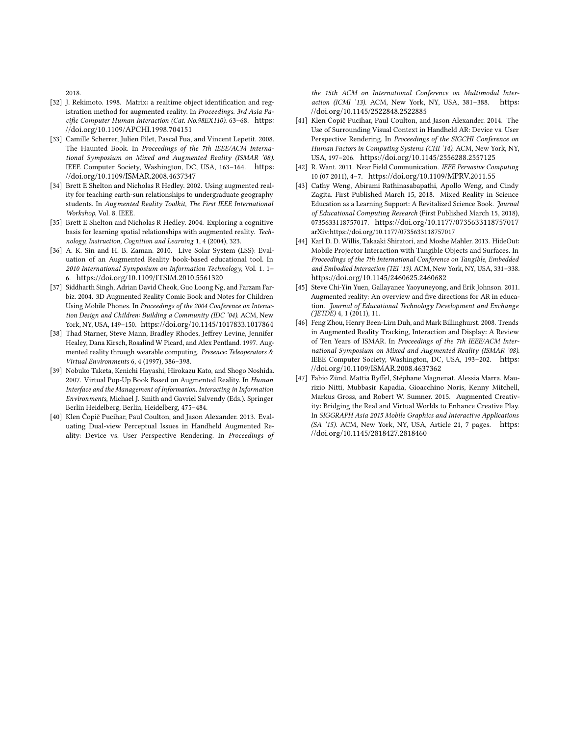2018.

[32] J. Rekimoto. 1998. Matrix: a realtime object identification and registration method for augmented reality. In *Proceedings. 3rd Asia Pacific Computer Human Interaction (Cat. No.98EX110)*. 63–68. https://doi.org/10.1109/APCHI.1998.704151

[33] Camille Scherrer, Julien Pilet, Pascal Fua, and Vincent Lepetit. 2008. The Haunted Book. In *Proceedings of the 7th IEEE/ACM International Symposium on Mixed and Augmented Reality (ISMAR '08)*. IEEE Computer Society, Washington, DC, USA, 163–164. https://doi.org/10.1109/ISMAR.2008.4637347

[34] Brett E Shelton and Nicholas R Hedley. 2002. Using augmented reality for teaching earth-sun relationships to undergraduate geography students. In *Augmented Reality Toolkit, The First IEEE International Workshop*, Vol. 8. IEEE.

[35] Brett E Shelton and Nicholas R Hedley. 2004. Exploring a cognitive basis for learning spatial relationships with augmented reality. *Technology, Instruction, Cognition and Learning* 1, 4 (2004), 323.

[36] A. K. Sin and H. B. Zaman. 2010. Live Solar System (LSS): Evaluation of an Augmented Reality book-based educational tool. In *2010 International Symposium on Information Technology*, Vol. 1. 1–6. https://doi.org/10.1109/ITSIM.2010.5561320

[37] Siddharth Singh, Adrian David Cheok, Guo Loong Ng, and Farzam Farbiz. 2004. 3D Augmented Reality Comic Book and Notes for Children Using Mobile Phones. In *Proceedings of the 2004 Conference on Interaction Design and Children: Building a Community (IDC '04)*. ACM, New York, NY, USA, 149–150. https://doi.org/10.1145/1017833.1017864

[38] Thad Starner, Steve Mann, Bradley Rhodes, Jeffrey Levine, Jennifer Healey, Dana Kirsch, Rosalind W Picard, and Alex Pentland. 1997. Augmented reality through wearable computing. *Presence: Teleoperators & Virtual Environments* 6, 4 (1997), 386–398.

[39] Nobuko Taketa, Kenichi Hayashi, Hirokazu Kato, and Shogo Noshida. 2007. Virtual Pop-Up Book Based on Augmented Reality. In *Human Interface and the Management of Information. Interacting in Information Environments*, Michael J. Smith and Gavriel Salvendy (Eds.). Springer Berlin Heidelberg, Berlin, Heidelberg, 475–484.

[40] Klen Čopič Pucihar, Paul Coulton, and Jason Alexander. 2013. Evaluating Dual-view Perceptual Issues in Handheld Augmented Reality: Device vs. User Perspective Rendering. In *Proceedings of the 15th ACM on International Conference on Multimodal Interaction (ICMI '13)*. ACM, New York, NY, USA, 381–388. https://doi.org/10.1145/2522848.2522885

[41] Klen Čopič Pucihar, Paul Coulton, and Jason Alexander. 2014. The Use of Surrounding Visual Context in Handheld AR: Device vs. User Perspective Rendering. In *Proceedings of the SIGCHI Conference on Human Factors in Computing Systems (CHI '14)*. ACM, New York, NY, USA, 197–206. https://doi.org/10.1145/2556288.2557125

[42] R. Want. 2011. Near Field Communication. *IEEE Pervasive Computing* 10 (07 2011), 4–7. https://doi.org/10.1109/MPRV.2011.55

[43] Cathy Weng, Abirami Rathinasabapathi, Apollo Weng, and Cindy Zagita. First Published March 15, 2018. Mixed Reality in Science Education as a Learning Support: A Revitalized Science Book. *Journal of Educational Computing Research* (First Published March 15, 2018), 0735633118757017. https://doi.org/10.1177/0735633118757017 arXiv:https://doi.org/10.1177/0735633118757017

[44] Karl D. D. Willis, Takaaki Shiratori, and Moshe Mahler. 2013. HideOut: Mobile Projector Interaction with Tangible Objects and Surfaces. In *Proceedings of the 7th International Conference on Tangible, Embedded and Embodied Interaction (TEI '13)*. ACM, New York, NY, USA, 331–338. https://doi.org/10.1145/2460625.2460682

[45] Steve Chi-Yin Yuen, Gallayanee Yaoyuneyong, and Erik Johnson. 2011. Augmented reality: An overview and five directions for AR in education. *Journal of Educational Technology Development and Exchange (JETDE)* 4, 1 (2011), 11.

[46] Feng Zhou, Henry Been-Lirn Duh, and Mark Billinghurst. 2008. Trends in Augmented Reality Tracking, Interaction and Display: A Review of Ten Years of ISMAR. In *Proceedings of the 7th IEEE/ACM International Symposium on Mixed and Augmented Reality (ISMAR '08)*. IEEE Computer Society, Washington, DC, USA, 193–202. https://doi.org/10.1109/ISMAR.2008.4637362

[47] Fabio Zünd, Mattia Ryffel, Stéphane Magnenat, Alessia Marra, Maurizio Nitti, Mubbasir Kapadia, Gioacchino Noris, Kenny Mitchell, Markus Gross, and Robert W. Sumner. 2015. Augmented Creativity: Bridging the Real and Virtual Worlds to Enhance Creative Play. In *SIGGRAPH Asia 2015 Mobile Graphics and Interactive Applications (SA '15)*. ACM, New York, NY, USA, Article 21, 7 pages. https://doi.org/10.1145/2818427.2818460